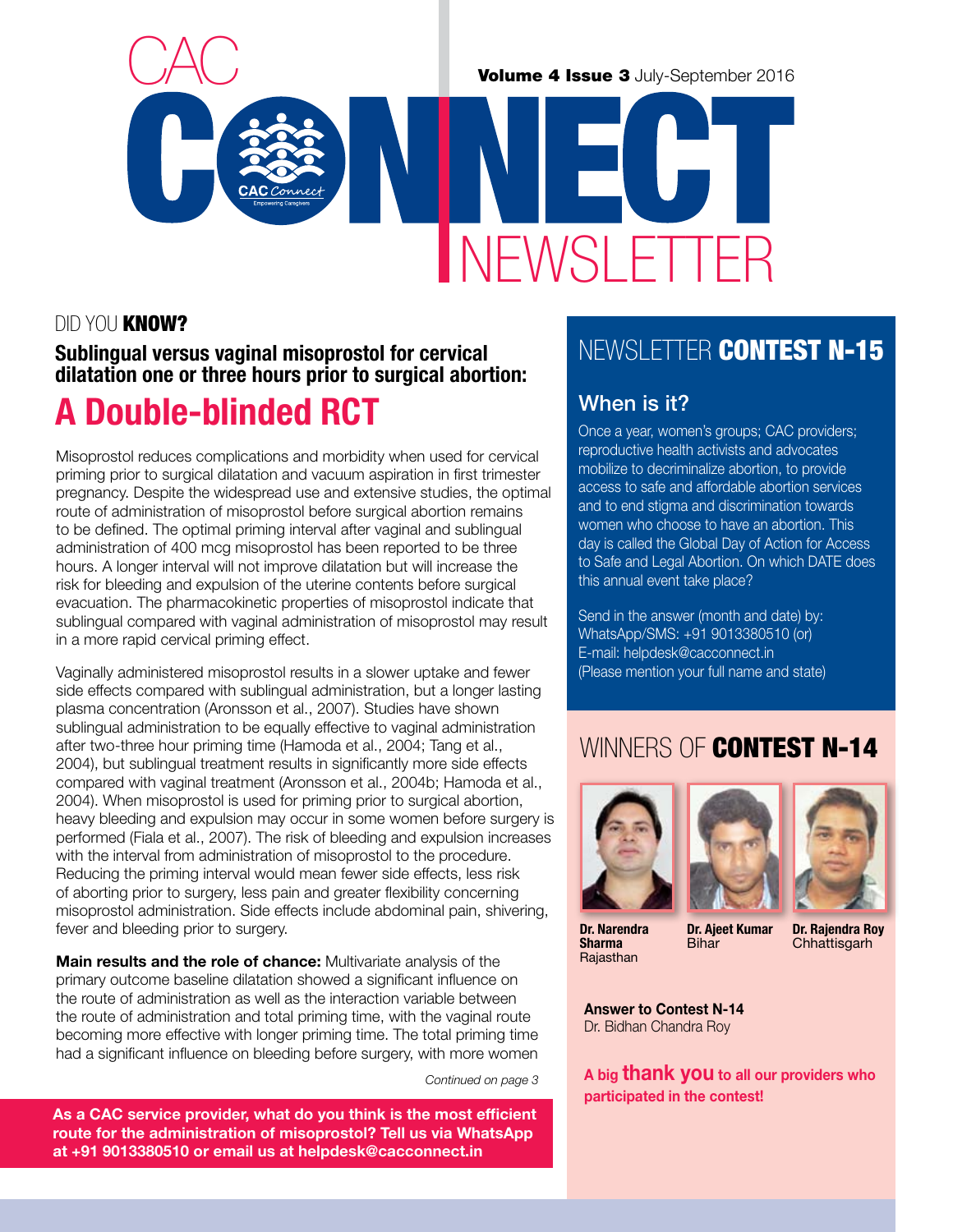# CAC CONNECT NEWSLETTER

**Volume 4 Issue 3** July-September 2016

## DID YOU **KNOW?**

### Sublingual versus vaginal misoprostol for cervical dilatation one or three hours prior to surgical abortion:

# A Double-blinded RCT

Misoprostol reduces complications and morbidity when used for cervical priming prior to surgical dilatation and vacuum aspiration in first trimester pregnancy. Despite the widespread use and extensive studies, the optimal route of administration of misoprostol before surgical abortion remains to be defined. The optimal priming interval after vaginal and sublingual administration of 400 mcg misoprostol has been reported to be three hours. A longer interval will not improve dilatation but will increase the risk for bleeding and expulsion of the uterine contents before surgical evacuation. The pharmacokinetic properties of misoprostol indicate that sublingual compared with vaginal administration of misoprostol may result in a more rapid cervical priming effect.

Vaginally administered misoprostol results in a slower uptake and fewer side effects compared with sublingual administration, but a longer lasting plasma concentration (Aronsson et al., 2007). Studies have shown sublingual administration to be equally effective to vaginal administration after two-three hour priming time (Hamoda et al., 2004; Tang et al., 2004), but sublingual treatment results in significantly more side effects compared with vaginal treatment (Aronsson et al., 2004b; Hamoda et al., 2004). When misoprostol is used for priming prior to surgical abortion, heavy bleeding and expulsion may occur in some women before surgery is performed (Fiala et al., 2007). The risk of bleeding and expulsion increases with the interval from administration of misoprostol to the procedure. Reducing the priming interval would mean fewer side effects, less risk of aborting prior to surgery, less pain and greater flexibility concerning misoprostol administration. Side effects include abdominal pain, shivering, fever and bleeding prior to surgery.

**Main results and the role of chance:** Multivariate analysis of the primary outcome baseline dilatation showed a significant influence on the route of administration as well as the interaction variable between the route of administration and total priming time, with the vaginal route becoming more effective with longer priming time. The total priming time had a significant influence on bleeding before surgery, with more women

*Continued on page 3*

**As a CAC service provider, what do you think is the most efficient route for the administration of misoprostol? Tell us via WhatsApp at +91 9013380510 or email us at helpdesk@cacconnect.in**

## NEWSLETTER **CONTEST N-15**

### When is it?

Once a year, women's groups; CAC providers; reproductive health activists and advocates mobilize to decriminalize abortion, to provide access to safe and affordable abortion services and to end stigma and discrimination towards women who choose to have an abortion. This day is called the Global Day of Action for Access to Safe and Legal Abortion. On which DATE does this annual event take place?

Send in the answer (month and date) by:
WhatsApp/SMS: +91 9013380510 (or)
E-mail: helpdesk@cacconnect.in
(Please mention your full name and state)

## WINNERS OF **CONTEST N-14**

**Dr. Narendra Sharma**
Rajasthan

**Dr. Ajeet Kumar**
Bihar

**Dr. Rajendra Roy**
Chhattisgarh

**Answer to Contest N-14**
Dr. Bidhan Chandra Roy

**A big thank you to all our providers who participated in the contest!**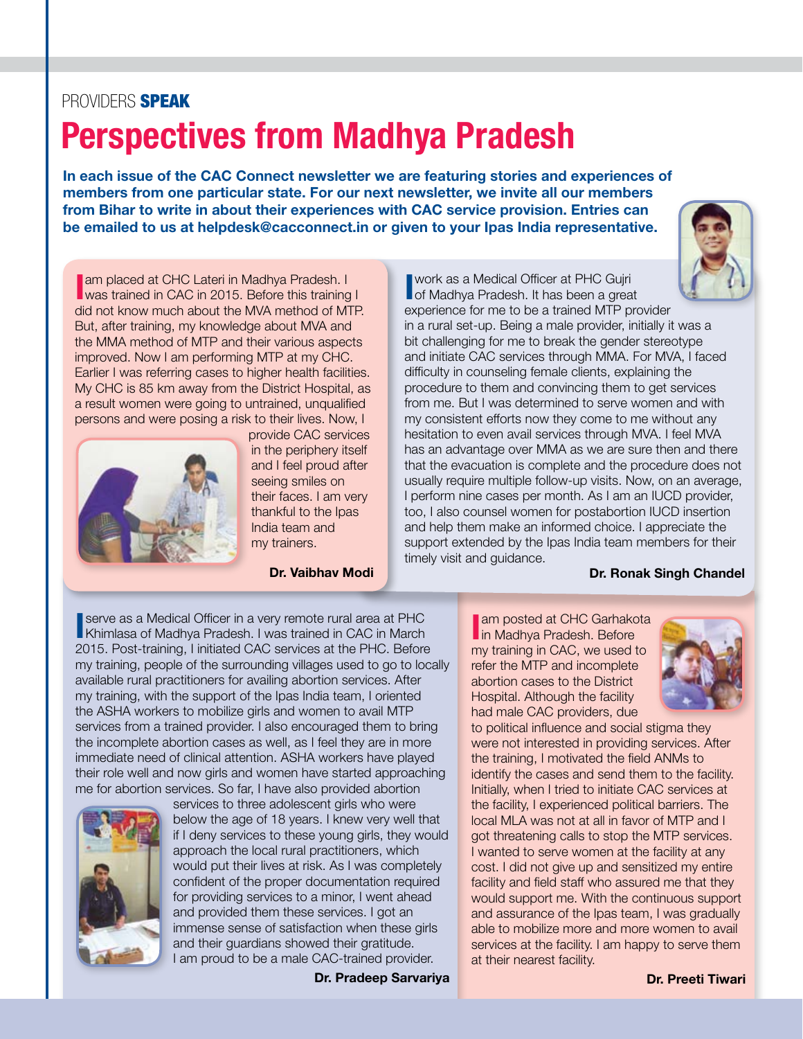PROVIDERS **SPEAK**

# Perspectives from Madhya Pradesh

**In each issue of the CAC Connect newsletter we are featuring stories and experiences of members from one particular state. For our next newsletter, we invite all our members from Bihar to write in about their experiences with CAC service provision. Entries can be emailed to us at helpdesk@cacconnect.in or given to your Ipas India representative.**

I am placed at CHC Lateri in Madhya Pradesh. I was trained in CAC in 2015. Before this training I did not know much about the MVA method of MTP. But, after training, my knowledge about MVA and the MMA method of MTP and their various aspects improved. Now I am performing MTP at my CHC. Earlier I was referring cases to higher health facilities. My CHC is 85 km away from the District Hospital, as a result women were going to untrained, unqualified persons and were posing a risk to their lives. Now, I provide CAC services in the periphery itself and I feel proud after seeing smiles on their faces. I am very thankful to the Ipas India team and my trainers.

**Dr. Vaibhav Modi**

I work as a Medical Officer at PHC Gujri of Madhya Pradesh. It has been a great experience for me to be a trained MTP provider in a rural set-up. Being a male provider, initially it was a bit challenging for me to break the gender stereotype and initiate CAC services through MMA. For MVA, I faced difficulty in counseling female clients, explaining the procedure to them and convincing them to get services from me. But I was determined to serve women and with my consistent efforts now they come to me without any hesitation to even avail services through MVA. I feel MVA has an advantage over MMA as we are sure then and there that the evacuation is complete and the procedure does not usually require multiple follow-up visits. Now, on an average, I perform nine cases per month. As I am an IUCD provider, too, I also counsel women for postabortion IUCD insertion and help them make an informed choice. I appreciate the support extended by the Ipas India team members for their timely visit and guidance.

**Dr. Ronak Singh Chandel**

I serve as a Medical Officer in a very remote rural area at PHC Khimlasa of Madhya Pradesh. I was trained in CAC in March 2015. Post-training, I initiated CAC services at the PHC. Before my training, people of the surrounding villages used to go to locally available rural practitioners for availing abortion services. After my training, with the support of the Ipas India team, I oriented the ASHA workers to mobilize girls and women to avail MTP services from a trained provider. I also encouraged them to bring the incomplete abortion cases as well, as I feel they are in more immediate need of clinical attention. ASHA workers have played their role well and now girls and women have started approaching me for abortion services. So far, I have also provided abortion services to three adolescent girls who were below the age of 18 years. I knew very well that if I deny services to these young girls, they would approach the local rural practitioners, which would put their lives at risk. As I was completely confident of the proper documentation required for providing services to a minor, I went ahead and provided them these services. I got an immense sense of satisfaction when these girls and their guardians showed their gratitude. I am proud to be a male CAC-trained provider.

**Dr. Pradeep Sarvariya**

I am posted at CHC Garhakota in Madhya Pradesh. Before my training in CAC, we used to refer the MTP and incomplete abortion cases to the District Hospital. Although the facility had male CAC providers, due to political influence and social stigma they were not interested in providing services. After the training, I motivated the field ANMs to identify the cases and send them to the facility. Initially, when I tried to initiate CAC services at the facility, I experienced political barriers. The local MLA was not at all in favor of MTP and I got threatening calls to stop the MTP services. I wanted to serve women at the facility at any cost. I did not give up and sensitized my entire facility and field staff who assured me that they would support me. With the continuous support and assurance of the Ipas team, I was gradually able to mobilize more and more women to avail services at the facility. I am happy to serve them at their nearest facility.

**Dr. Preeti Tiwari**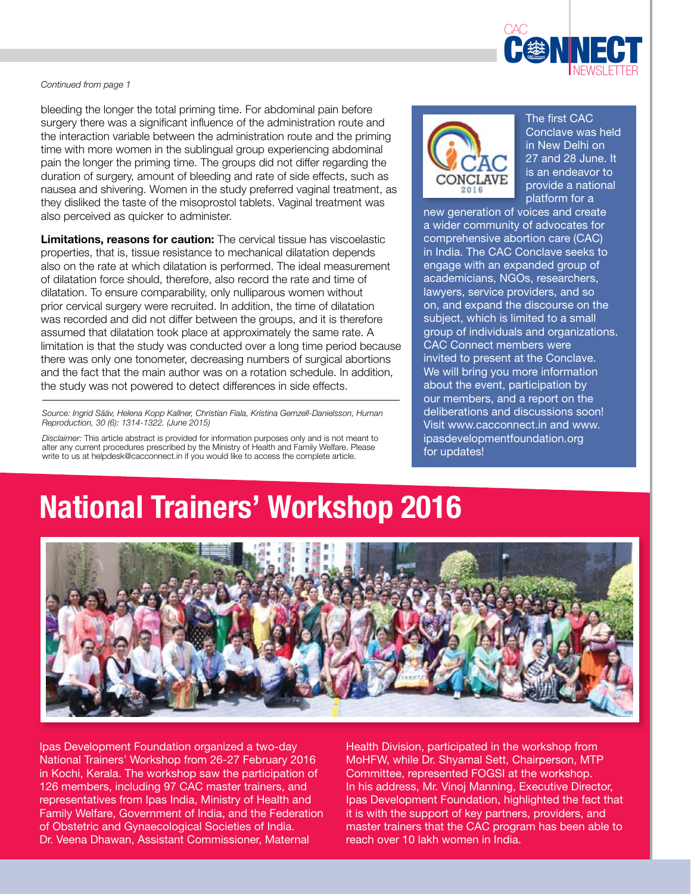*Continued from page 1*

bleeding the longer the total priming time. For abdominal pain before surgery there was a significant influence of the administration route and the interaction variable between the administration route and the priming time with more women in the sublingual group experiencing abdominal pain the longer the priming time. The groups did not differ regarding the duration of surgery, amount of bleeding and rate of side effects, such as nausea and shivering. Women in the study preferred vaginal treatment, as they disliked the taste of the misoprostol tablets. Vaginal treatment was also perceived as quicker to administer.

**Limitations, reasons for caution:** The cervical tissue has viscoelastic properties, that is, tissue resistance to mechanical dilatation depends also on the rate at which dilatation is performed. The ideal measurement of dilatation force should, therefore, also record the rate and time of dilatation. To ensure comparability, only nulliparous women without prior cervical surgery were recruited. In addition, the time of dilatation was recorded and did not differ between the groups, and it is therefore assumed that dilatation took place at approximately the same rate. A limitation is that the study was conducted over a long time period because there was only one tonometer, decreasing numbers of surgical abortions and the fact that the main author was on a rotation schedule. In addition, the study was not powered to detect differences in side effects.

*Source: Ingrid Sääv, Helena Kopp Kallner, Christian Fiala, Kristina Gemzell-Danielsson, Human Reproduction, 30 (6): 1314-1322. (June 2015)*

*Disclaimer:* This article abstract is provided for information purposes only and is not meant to alter any current procedures prescribed by the Ministry of Health and Family Welfare. Please write to us at helpdesk@cacconnect.in if you would like to access the complete article.

CAC CONCLAVE 2016

The first CAC Conclave was held in New Delhi on 27 and 28 June. It is an endeavor to provide a national platform for a new generation of voices and create a wider community of advocates for comprehensive abortion care (CAC) in India. The CAC Conclave seeks to engage with an expanded group of academicians, NGOs, researchers, lawyers, service providers, and so on, and expand the discourse on the subject, which is limited to a small group of individuals and organizations. CAC Connect members were invited to present at the Conclave. We will bring you more information about the event, participation by our members, and a report on the deliberations and discussions soon! Visit www.cacconnect.in and www.ipasdevelopmentfoundation.org for updates!

# National Trainers' Workshop 2016

Ipas Development Foundation organized a two-day National Trainers' Workshop from 26-27 February 2016 in Kochi, Kerala. The workshop saw the participation of 126 members, including 97 CAC master trainers, and representatives from Ipas India, Ministry of Health and Family Welfare, Government of India, and the Federation of Obstetric and Gynaecological Societies of India. Dr. Veena Dhawan, Assistant Commissioner, Maternal Health Division, participated in the workshop from MoHFW, while Dr. Shyamal Sett, Chairperson, MTP Committee, represented FOGSI at the workshop. In his address, Mr. Vinoj Manning, Executive Director, Ipas Development Foundation, highlighted the fact that it is with the support of key partners, providers, and master trainers that the CAC program has been able to reach over 10 lakh women in India.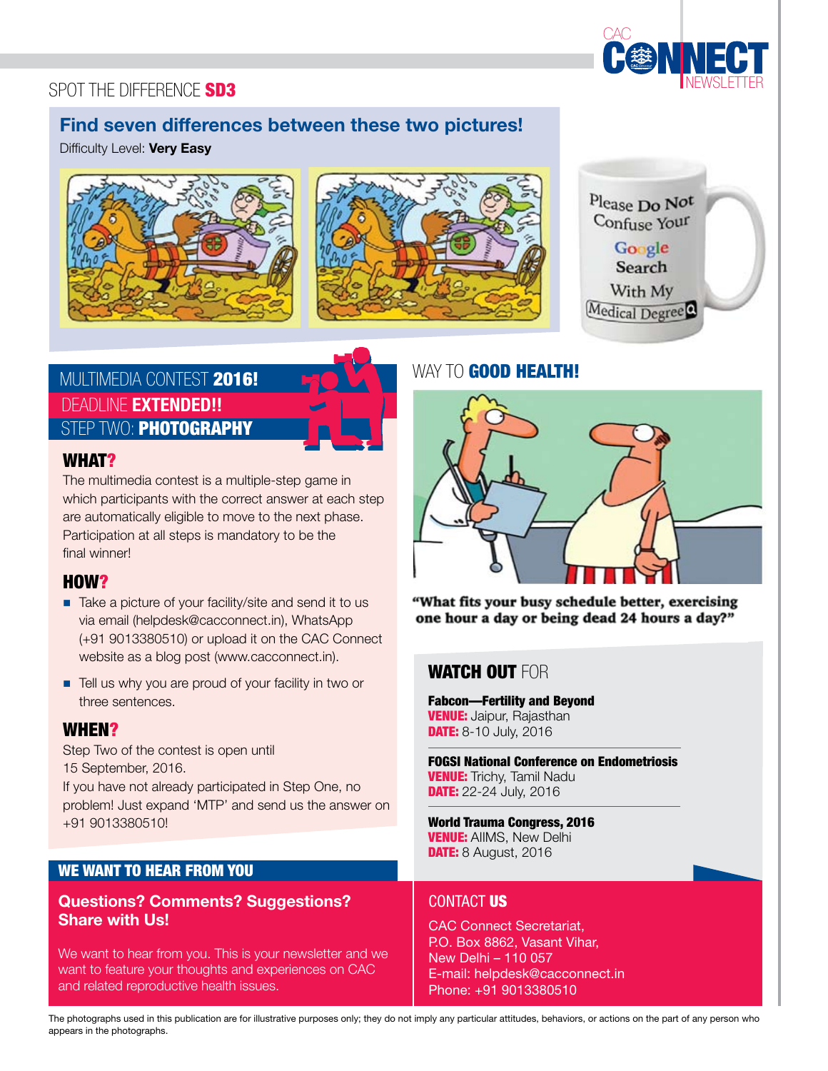## SPOT THE DIFFERENCE **SD3**

### Find seven differences between these two pictures!

Difficulty Level: **Very Easy**

## MULTIMEDIA CONTEST **2016!**
## DEADLINE **EXTENDED!!**
## STEP TWO: **PHOTOGRAPHY**

### WHAT?

The multimedia contest is a multiple-step game in which participants with the correct answer at each step are automatically eligible to move to the next phase. Participation at all steps is mandatory to be the final winner!

### HOW?

- Take a picture of your facility/site and send it to us via email (helpdesk@cacconnect.in), WhatsApp (+91 9013380510) or upload it on the CAC Connect website as a blog post (www.cacconnect.in).
- Tell us why you are proud of your facility in two or three sentences.

### WHEN?

Step Two of the contest is open until 15 September, 2016.
If you have not already participated in Step One, no problem! Just expand 'MTP' and send us the answer on +91 9013380510!

## WAY TO **GOOD HEALTH!**

"What fits your busy schedule better, exercising one hour a day or being dead 24 hours a day?"

## WATCH OUT FOR

**Fabcon—Fertility and Beyond**
**VENUE:** Jaipur, Rajasthan
**DATE:** 8-10 July, 2016

**FOGSI National Conference on Endometriosis**
**VENUE:** Trichy, Tamil Nadu
**DATE:** 22-24 July, 2016

**World Trauma Congress, 2016**
**VENUE:** AIIMS, New Delhi
**DATE:** 8 August, 2016

## WE WANT TO HEAR FROM YOU

### Questions? Comments? Suggestions? Share with Us!

We want to hear from you. This is your newsletter and we want to feature your thoughts and experiences on CAC and related reproductive health issues.

## CONTACT US

CAC Connect Secretariat,
P.O. Box 8862, Vasant Vihar,
New Delhi – 110 057
E-mail: helpdesk@cacconnect.in
Phone: +91 9013380510

The photographs used in this publication are for illustrative purposes only; they do not imply any particular attitudes, behaviors, or actions on the part of any person who appears in the photographs.